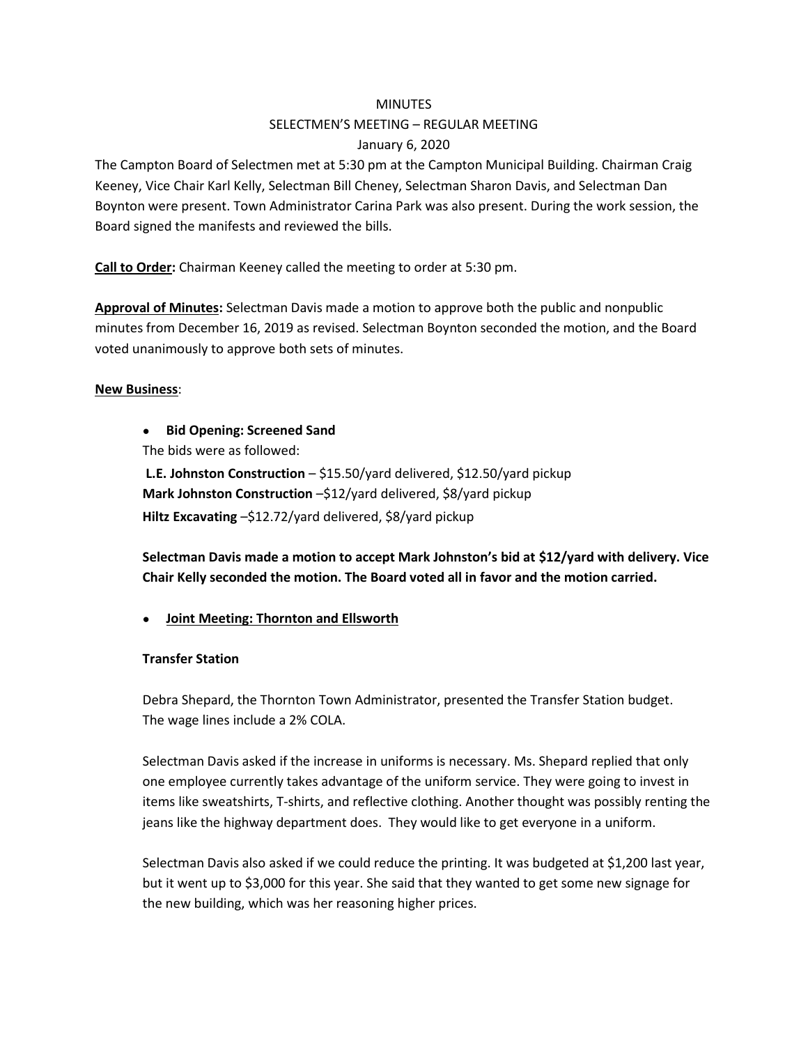MINUTES

SELECTMEN'S MEETING – REGULAR MEETING

January 6, 2020

The Campton Board of Selectmen met at 5:30 pm at the Campton Municipal Building. Chairman Craig Keeney, Vice Chair Karl Kelly, Selectman Bill Cheney, Selectman Sharon Davis, and Selectman Dan Boynton were present. Town Administrator Carina Park was also present. During the work session, the Board signed the manifests and reviewed the bills.

**Call to Order:** Chairman Keeney called the meeting to order at 5:30 pm.

**Approval of Minutes:** Selectman Davis made a motion to approve both the public and nonpublic minutes from December 16, 2019 as revised. Selectman Boynton seconded the motion, and the Board voted unanimously to approve both sets of minutes.

**New Business**:

- **Bid Opening: Screened Sand**

  The bids were as followed:

  **L.E. Johnston Construction** – $15.50/yard delivered, $12.50/yard pickup
  **Mark Johnston Construction** –$12/yard delivered, $8/yard pickup
  **Hiltz Excavating** –$12.72/yard delivered, $8/yard pickup

  **Selectman Davis made a motion to accept Mark Johnston's bid at $12/yard with delivery. Vice Chair Kelly seconded the motion. The Board voted all in favor and the motion carried.**

- **Joint Meeting: Thornton and Ellsworth**

  **Transfer Station**

  Debra Shepard, the Thornton Town Administrator, presented the Transfer Station budget. The wage lines include a 2% COLA.

  Selectman Davis asked if the increase in uniforms is necessary. Ms. Shepard replied that only one employee currently takes advantage of the uniform service. They were going to invest in items like sweatshirts, T-shirts, and reflective clothing. Another thought was possibly renting the jeans like the highway department does. They would like to get everyone in a uniform.

  Selectman Davis also asked if we could reduce the printing. It was budgeted at $1,200 last year, but it went up to $3,000 for this year. She said that they wanted to get some new signage for the new building, which was her reasoning higher prices.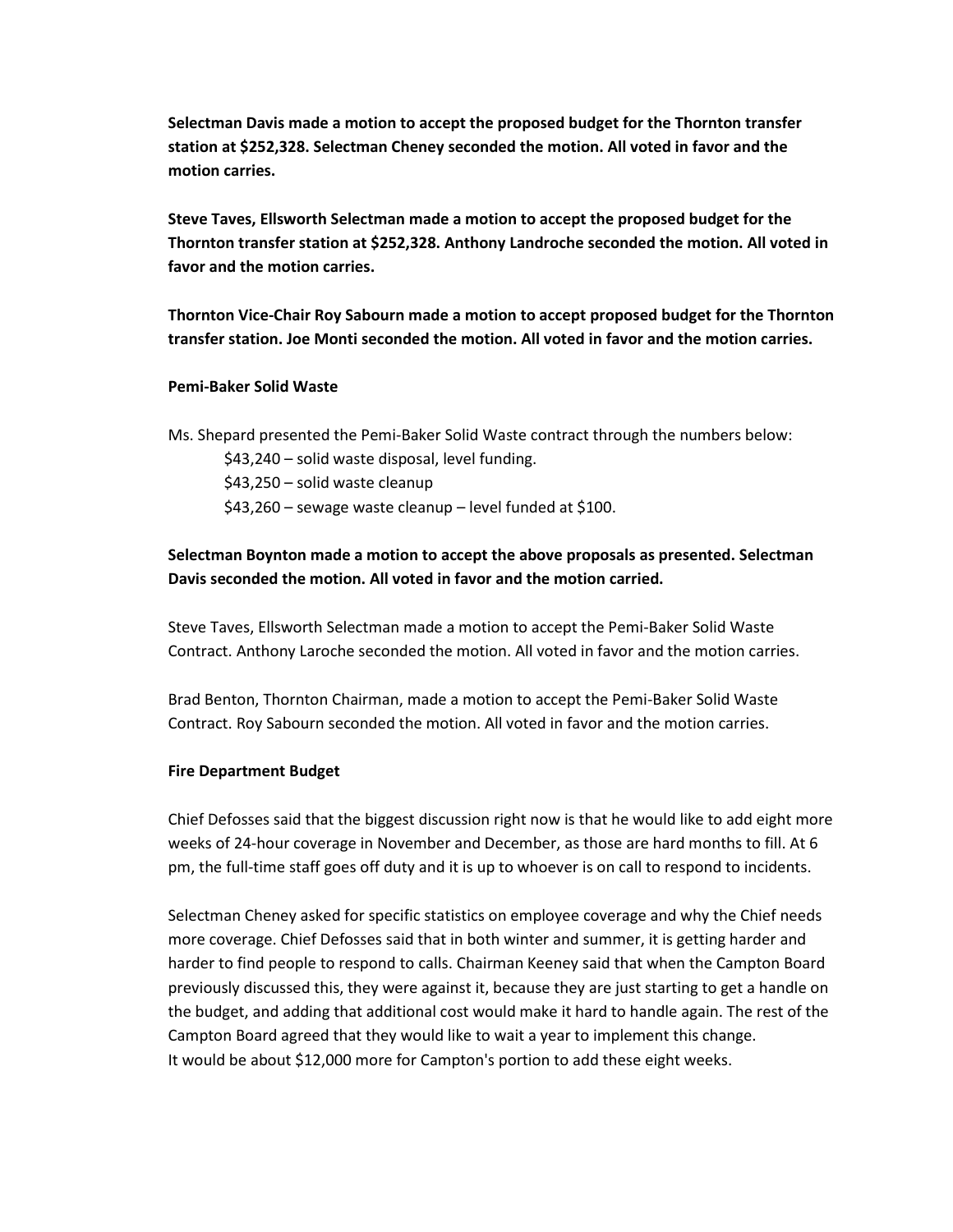**Selectman Davis made a motion to accept the proposed budget for the Thornton transfer station at $252,328. Selectman Cheney seconded the motion. All voted in favor and the motion carries.**

**Steve Taves, Ellsworth Selectman made a motion to accept the proposed budget for the Thornton transfer station at $252,328. Anthony Landroche seconded the motion. All voted in favor and the motion carries.**

**Thornton Vice-Chair Roy Sabourn made a motion to accept proposed budget for the Thornton transfer station. Joe Monti seconded the motion. All voted in favor and the motion carries.**

**Pemi-Baker Solid Waste**

Ms. Shepard presented the Pemi-Baker Solid Waste contract through the numbers below:

- $43,240 – solid waste disposal, level funding.
- $43,250 – solid waste cleanup
- $43,260 – sewage waste cleanup – level funded at $100.

**Selectman Boynton made a motion to accept the above proposals as presented. Selectman Davis seconded the motion. All voted in favor and the motion carried.**

Steve Taves, Ellsworth Selectman made a motion to accept the Pemi-Baker Solid Waste Contract. Anthony Laroche seconded the motion. All voted in favor and the motion carries.

Brad Benton, Thornton Chairman, made a motion to accept the Pemi-Baker Solid Waste Contract. Roy Sabourn seconded the motion. All voted in favor and the motion carries.

**Fire Department Budget**

Chief Defosses said that the biggest discussion right now is that he would like to add eight more weeks of 24-hour coverage in November and December, as those are hard months to fill. At 6 pm, the full-time staff goes off duty and it is up to whoever is on call to respond to incidents.

Selectman Cheney asked for specific statistics on employee coverage and why the Chief needs more coverage. Chief Defosses said that in both winter and summer, it is getting harder and harder to find people to respond to calls. Chairman Keeney said that when the Campton Board previously discussed this, they were against it, because they are just starting to get a handle on the budget, and adding that additional cost would make it hard to handle again. The rest of the Campton Board agreed that they would like to wait a year to implement this change.
It would be about $12,000 more for Campton's portion to add these eight weeks.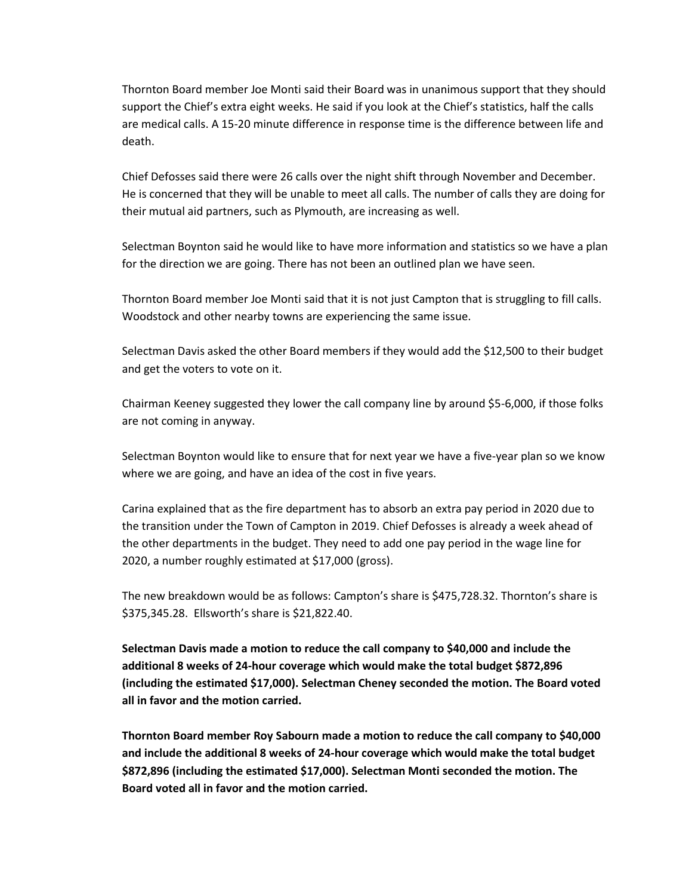Thornton Board member Joe Monti said their Board was in unanimous support that they should support the Chief's extra eight weeks. He said if you look at the Chief's statistics, half the calls are medical calls. A 15-20 minute difference in response time is the difference between life and death.

Chief Defosses said there were 26 calls over the night shift through November and December. He is concerned that they will be unable to meet all calls. The number of calls they are doing for their mutual aid partners, such as Plymouth, are increasing as well.

Selectman Boynton said he would like to have more information and statistics so we have a plan for the direction we are going. There has not been an outlined plan we have seen.

Thornton Board member Joe Monti said that it is not just Campton that is struggling to fill calls. Woodstock and other nearby towns are experiencing the same issue.

Selectman Davis asked the other Board members if they would add the $12,500 to their budget and get the voters to vote on it.

Chairman Keeney suggested they lower the call company line by around $5-6,000, if those folks are not coming in anyway.

Selectman Boynton would like to ensure that for next year we have a five-year plan so we know where we are going, and have an idea of the cost in five years.

Carina explained that as the fire department has to absorb an extra pay period in 2020 due to the transition under the Town of Campton in 2019. Chief Defosses is already a week ahead of the other departments in the budget. They need to add one pay period in the wage line for 2020, a number roughly estimated at $17,000 (gross).

The new breakdown would be as follows: Campton's share is $475,728.32. Thornton's share is $375,345.28. Ellsworth's share is $21,822.40.

**Selectman Davis made a motion to reduce the call company to $40,000 and include the additional 8 weeks of 24-hour coverage which would make the total budget $872,896 (including the estimated $17,000). Selectman Cheney seconded the motion. The Board voted all in favor and the motion carried.**

**Thornton Board member Roy Sabourn made a motion to reduce the call company to $40,000 and include the additional 8 weeks of 24-hour coverage which would make the total budget $872,896 (including the estimated $17,000). Selectman Monti seconded the motion. The Board voted all in favor and the motion carried.**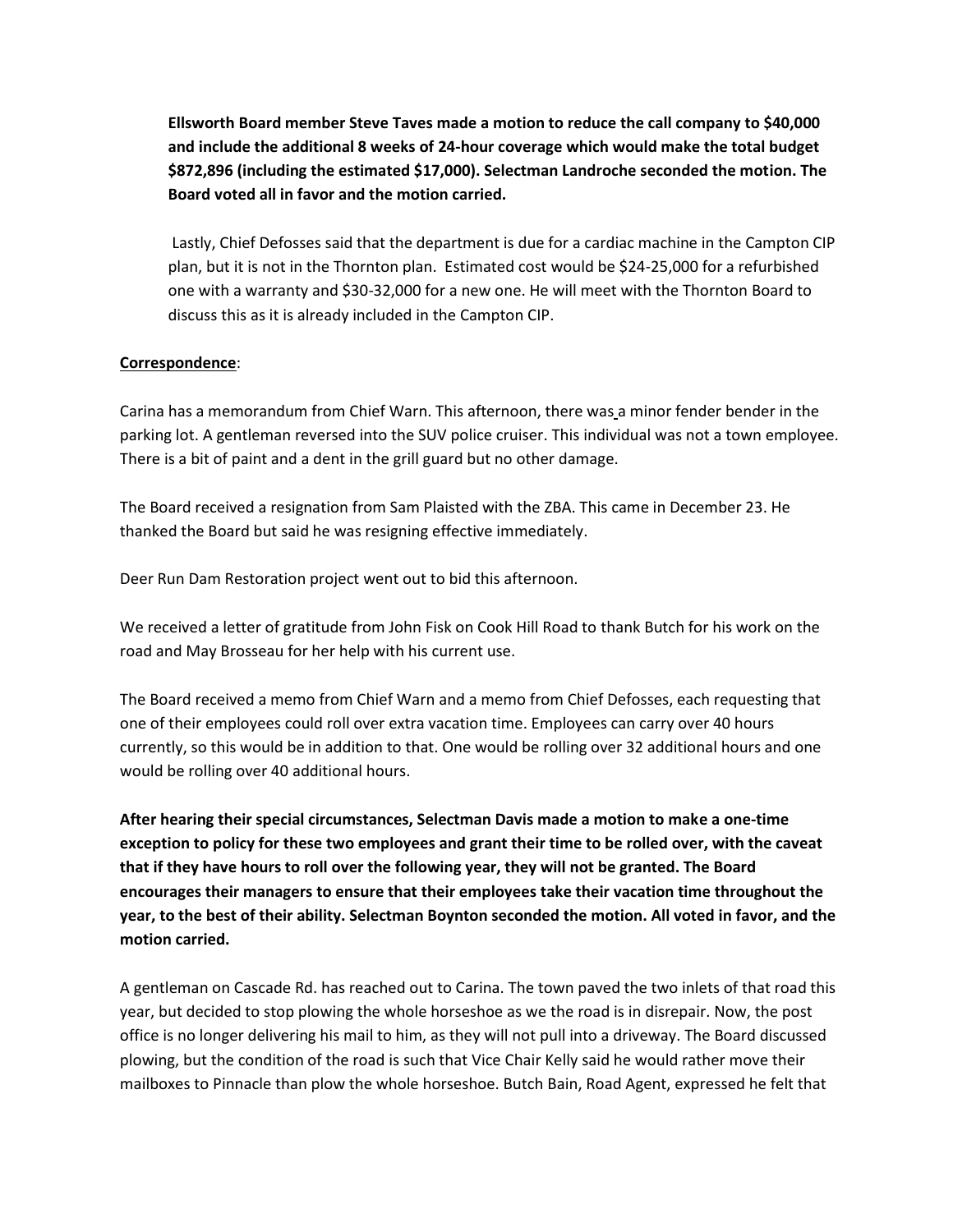**Ellsworth Board member Steve Taves made a motion to reduce the call company to $40,000 and include the additional 8 weeks of 24-hour coverage which would make the total budget $872,896 (including the estimated $17,000). Selectman Landroche seconded the motion. The Board voted all in favor and the motion carried.**

Lastly, Chief Defosses said that the department is due for a cardiac machine in the Campton CIP plan, but it is not in the Thornton plan. Estimated cost would be $24-25,000 for a refurbished one with a warranty and $30-32,000 for a new one. He will meet with the Thornton Board to discuss this as it is already included in the Campton CIP.

**Correspondence**:

Carina has a memorandum from Chief Warn. This afternoon, there was a minor fender bender in the parking lot. A gentleman reversed into the SUV police cruiser. This individual was not a town employee. There is a bit of paint and a dent in the grill guard but no other damage.

The Board received a resignation from Sam Plaisted with the ZBA. This came in December 23. He thanked the Board but said he was resigning effective immediately.

Deer Run Dam Restoration project went out to bid this afternoon.

We received a letter of gratitude from John Fisk on Cook Hill Road to thank Butch for his work on the road and May Brosseau for her help with his current use.

The Board received a memo from Chief Warn and a memo from Chief Defosses, each requesting that one of their employees could roll over extra vacation time. Employees can carry over 40 hours currently, so this would be in addition to that. One would be rolling over 32 additional hours and one would be rolling over 40 additional hours.

**After hearing their special circumstances, Selectman Davis made a motion to make a one-time exception to policy for these two employees and grant their time to be rolled over, with the caveat that if they have hours to roll over the following year, they will not be granted. The Board encourages their managers to ensure that their employees take their vacation time throughout the year, to the best of their ability. Selectman Boynton seconded the motion. All voted in favor, and the motion carried.**

A gentleman on Cascade Rd. has reached out to Carina. The town paved the two inlets of that road this year, but decided to stop plowing the whole horseshoe as we the road is in disrepair. Now, the post office is no longer delivering his mail to him, as they will not pull into a driveway. The Board discussed plowing, but the condition of the road is such that Vice Chair Kelly said he would rather move their mailboxes to Pinnacle than plow the whole horseshoe. Butch Bain, Road Agent, expressed he felt that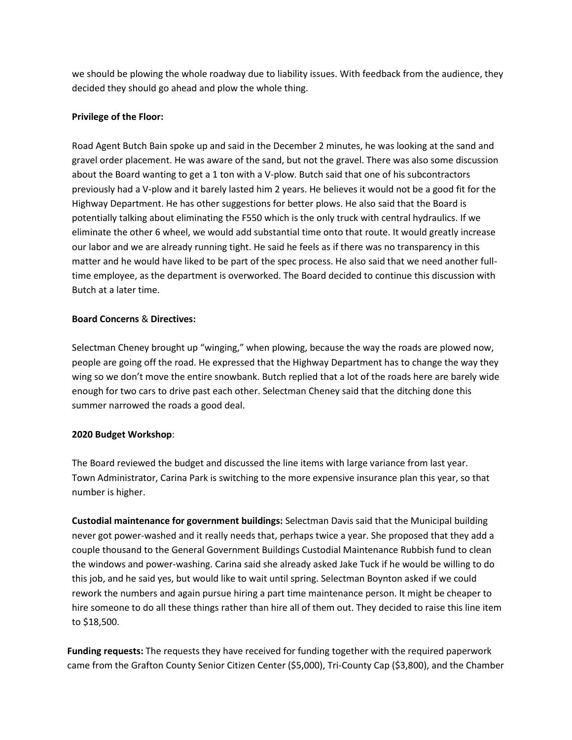we should be plowing the whole roadway due to liability issues. With feedback from the audience, they decided they should go ahead and plow the whole thing.

**Privilege of the Floor:**

Road Agent Butch Bain spoke up and said in the December 2 minutes, he was looking at the sand and gravel order placement. He was aware of the sand, but not the gravel. There was also some discussion about the Board wanting to get a 1 ton with a V-plow. Butch said that one of his subcontractors previously had a V-plow and it barely lasted him 2 years. He believes it would not be a good fit for the Highway Department. He has other suggestions for better plows. He also said that the Board is potentially talking about eliminating the F550 which is the only truck with central hydraulics. If we eliminate the other 6 wheel, we would add substantial time onto that route. It would greatly increase our labor and we are already running tight. He said he feels as if there was no transparency in this matter and he would have liked to be part of the spec process. He also said that we need another full-time employee, as the department is overworked. The Board decided to continue this discussion with Butch at a later time.

**Board Concerns & Directives:**

Selectman Cheney brought up "winging," when plowing, because the way the roads are plowed now, people are going off the road. He expressed that the Highway Department has to change the way they wing so we don't move the entire snowbank. Butch replied that a lot of the roads here are barely wide enough for two cars to drive past each other. Selectman Cheney said that the ditching done this summer narrowed the roads a good deal.

**2020 Budget Workshop**:

The Board reviewed the budget and discussed the line items with large variance from last year. Town Administrator, Carina Park is switching to the more expensive insurance plan this year, so that number is higher.

**Custodial maintenance for government buildings:** Selectman Davis said that the Municipal building never got power-washed and it really needs that, perhaps twice a year. She proposed that they add a couple thousand to the General Government Buildings Custodial Maintenance Rubbish fund to clean the windows and power-washing. Carina said she already asked Jake Tuck if he would be willing to do this job, and he said yes, but would like to wait until spring. Selectman Boynton asked if we could rework the numbers and again pursue hiring a part time maintenance person. It might be cheaper to hire someone to do all these things rather than hire all of them out. They decided to raise this line item to $18,500.

**Funding requests:** The requests they have received for funding together with the required paperwork came from the Grafton County Senior Citizen Center ($5,000), Tri-County Cap ($3,800), and the Chamber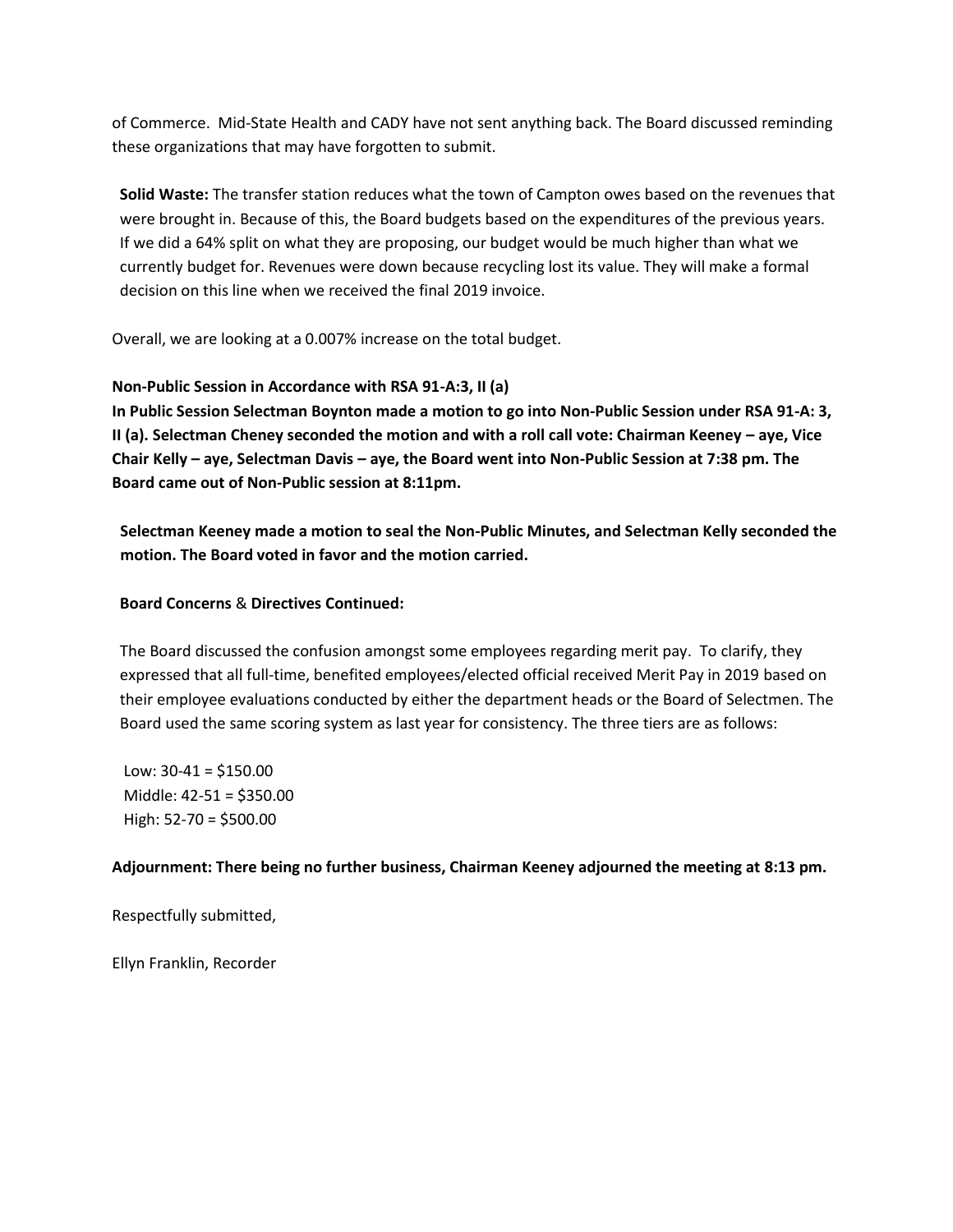of Commerce. Mid-State Health and CADY have not sent anything back. The Board discussed reminding these organizations that may have forgotten to submit.

**Solid Waste:** The transfer station reduces what the town of Campton owes based on the revenues that were brought in. Because of this, the Board budgets based on the expenditures of the previous years. If we did a 64% split on what they are proposing, our budget would be much higher than what we currently budget for. Revenues were down because recycling lost its value. They will make a formal decision on this line when we received the final 2019 invoice.

Overall, we are looking at a 0.007% increase on the total budget.

**Non-Public Session in Accordance with RSA 91-A:3, II (a)**
**In Public Session Selectman Boynton made a motion to go into Non-Public Session under RSA 91-A: 3, II (a). Selectman Cheney seconded the motion and with a roll call vote: Chairman Keeney – aye, Vice Chair Kelly – aye, Selectman Davis – aye, the Board went into Non-Public Session at 7:38 pm. The Board came out of Non-Public session at 8:11pm.**

**Selectman Keeney made a motion to seal the Non-Public Minutes, and Selectman Kelly seconded the motion. The Board voted in favor and the motion carried.**

**Board Concerns & Directives Continued:**

The Board discussed the confusion amongst some employees regarding merit pay. To clarify, they expressed that all full-time, benefited employees/elected official received Merit Pay in 2019 based on their employee evaluations conducted by either the department heads or the Board of Selectmen. The Board used the same scoring system as last year for consistency. The three tiers are as follows:

Low: 30-41 = $150.00
Middle: 42-51 = $350.00
High: 52-70 = $500.00

**Adjournment: There being no further business, Chairman Keeney adjourned the meeting at 8:13 pm.**

Respectfully submitted,

Ellyn Franklin, Recorder